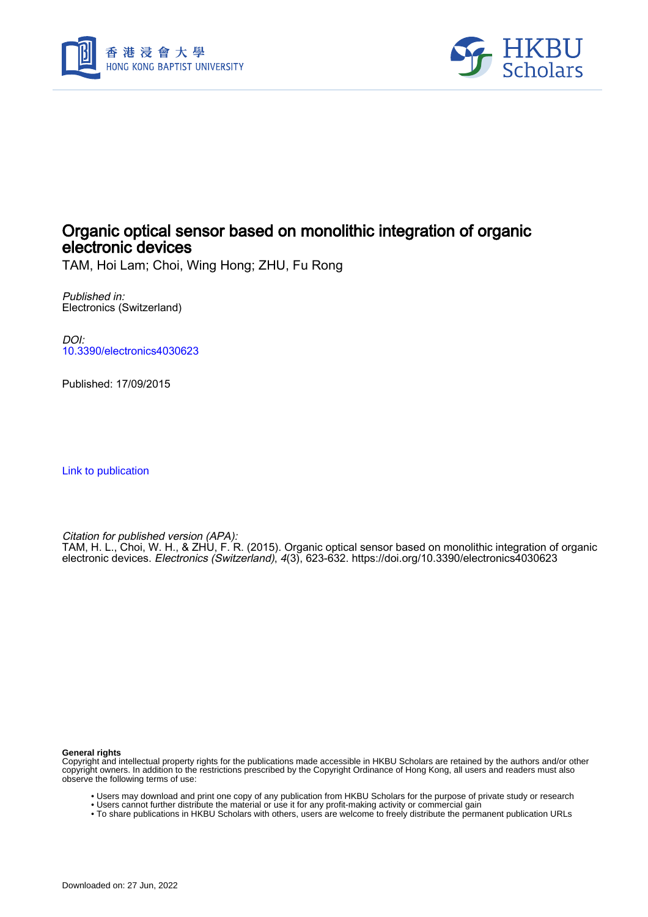# Organic optical sensor based on monolithic integration of organic electronic devices

TAM, Hoi Lam; Choi, Wing Hong; ZHU, Fu Rong

*Published in:*
Electronics (Switzerland)

*DOI:*
10.3390/electronics4030623

Published: 17/09/2015

Link to publication

*Citation for published version (APA):*
TAM, H. L., Choi, W. H., & ZHU, F. R. (2015). Organic optical sensor based on monolithic integration of organic electronic devices. *Electronics (Switzerland)*, *4*(3), 623-632. https://doi.org/10.3390/electronics4030623

**General rights**
Copyright and intellectual property rights for the publications made accessible in HKBU Scholars are retained by the authors and/or other copyright owners. In addition to the restrictions prescribed by the Copyright Ordinance of Hong Kong, all users and readers must also observe the following terms of use:

- Users may download and print one copy of any publication from HKBU Scholars for the purpose of private study or research
- Users cannot further distribute the material or use it for any profit-making activity or commercial gain
- To share publications in HKBU Scholars with others, users are welcome to freely distribute the permanent publication URLs

Downloaded on: 27 Jun, 2022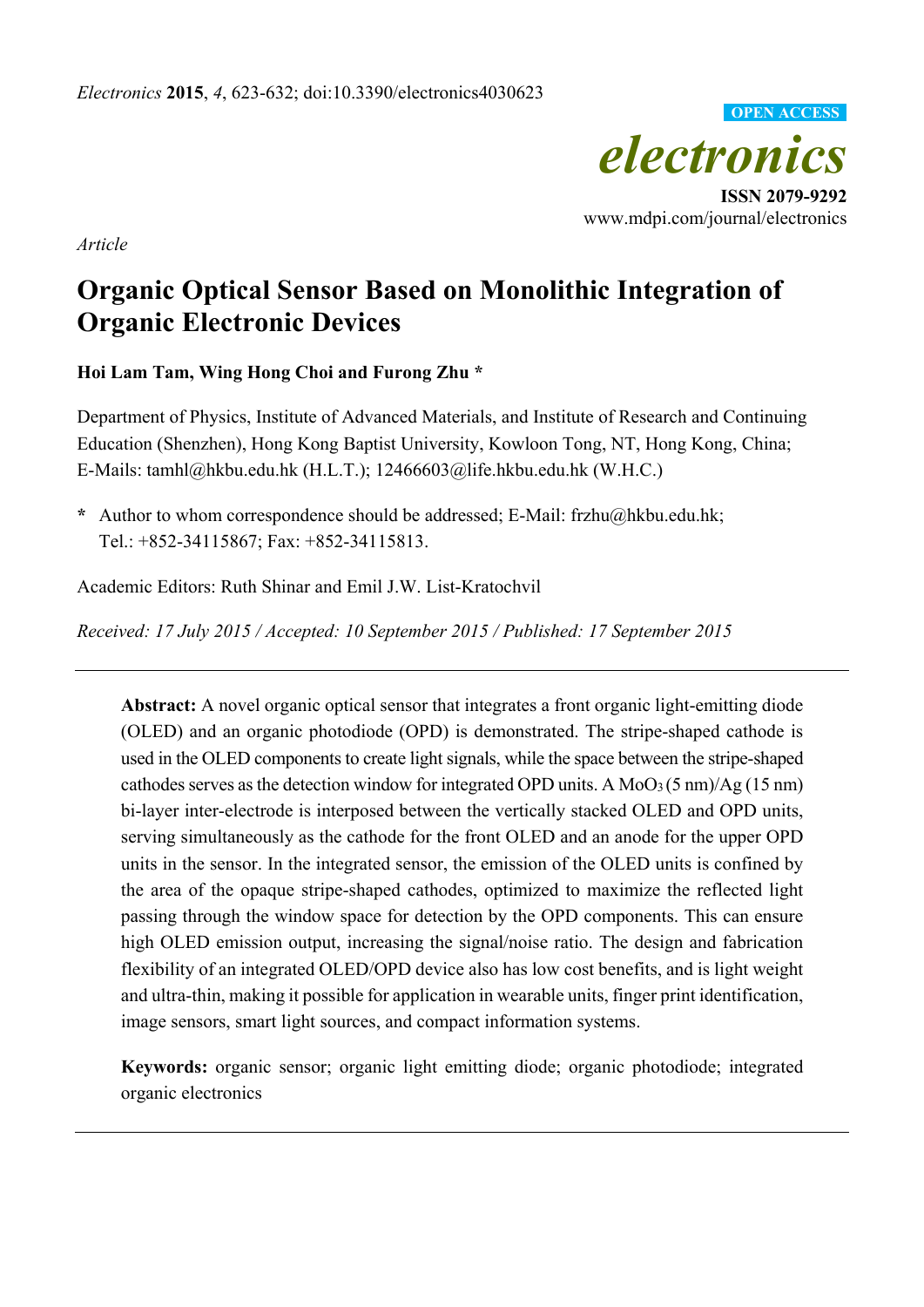*Electronics* **2015**, *4*, 623-632; doi:10.3390/electronics4030623

OPEN ACCESS

# *electronics*

**ISSN 2079-9292**
www.mdpi.com/journal/electronics

*Article*

# Organic Optical Sensor Based on Monolithic Integration of Organic Electronic Devices

**Hoi Lam Tam, Wing Hong Choi and Furong Zhu \***

Department of Physics, Institute of Advanced Materials, and Institute of Research and Continuing Education (Shenzhen), Hong Kong Baptist University, Kowloon Tong, NT, Hong Kong, China; E-Mails: tamhl@hkbu.edu.hk (H.L.T.); 12466603@life.hkbu.edu.hk (W.H.C.)

**\*** Author to whom correspondence should be addressed; E-Mail: frzhu@hkbu.edu.hk; Tel.: +852-34115867; Fax: +852-34115813.

Academic Editors: Ruth Shinar and Emil J.W. List-Kratochvil

*Received: 17 July 2015 / Accepted: 10 September 2015 / Published: 17 September 2015*

---

**Abstract:** A novel organic optical sensor that integrates a front organic light-emitting diode (OLED) and an organic photodiode (OPD) is demonstrated. The stripe-shaped cathode is used in the OLED components to create light signals, while the space between the stripe-shaped cathodes serves as the detection window for integrated OPD units. A $MoO_3$ (5 nm)/Ag (15 nm) bi-layer inter-electrode is interposed between the vertically stacked OLED and OPD units, serving simultaneously as the cathode for the front OLED and an anode for the upper OPD units in the sensor. In the integrated sensor, the emission of the OLED units is confined by the area of the opaque stripe-shaped cathodes, optimized to maximize the reflected light passing through the window space for detection by the OPD components. This can ensure high OLED emission output, increasing the signal/noise ratio. The design and fabrication flexibility of an integrated OLED/OPD device also has low cost benefits, and is light weight and ultra-thin, making it possible for application in wearable units, finger print identification, image sensors, smart light sources, and compact information systems.

**Keywords:** organic sensor; organic light emitting diode; organic photodiode; integrated organic electronics

---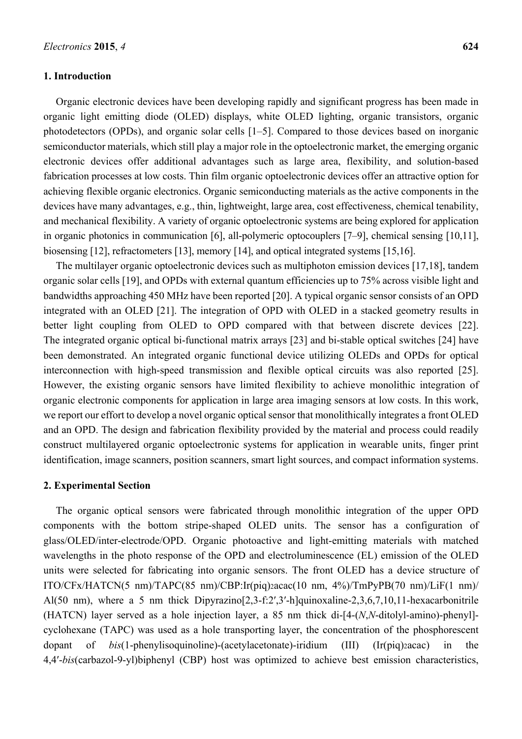## 1. Introduction

Organic electronic devices have been developing rapidly and significant progress has been made in organic light emitting diode (OLED) displays, white OLED lighting, organic transistors, organic photodetectors (OPDs), and organic solar cells [1–5]. Compared to those devices based on inorganic semiconductor materials, which still play a major role in the optoelectronic market, the emerging organic electronic devices offer additional advantages such as large area, flexibility, and solution-based fabrication processes at low costs. Thin film organic optoelectronic devices offer an attractive option for achieving flexible organic electronics. Organic semiconducting materials as the active components in the devices have many advantages, e.g., thin, lightweight, large area, cost effectiveness, chemical tenability, and mechanical flexibility. A variety of organic optoelectronic systems are being explored for application in organic photonics in communication [6], all-polymeric optocouplers [7–9], chemical sensing [10,11], biosensing [12], refractometers [13], memory [14], and optical integrated systems [15,16].

The multilayer organic optoelectronic devices such as multiphoton emission devices [17,18], tandem organic solar cells [19], and OPDs with external quantum efficiencies up to 75% across visible light and bandwidths approaching 450 MHz have been reported [20]. A typical organic sensor consists of an OPD integrated with an OLED [21]. The integration of OPD with OLED in a stacked geometry results in better light coupling from OLED to OPD compared with that between discrete devices [22]. The integrated organic optical bi-functional matrix arrays [23] and bi-stable optical switches [24] have been demonstrated. An integrated organic functional device utilizing OLEDs and OPDs for optical interconnection with high-speed transmission and flexible optical circuits was also reported [25]. However, the existing organic sensors have limited flexibility to achieve monolithic integration of organic electronic components for application in large area imaging sensors at low costs. In this work, we report our effort to develop a novel organic optical sensor that monolithically integrates a front OLED and an OPD. The design and fabrication flexibility provided by the material and process could readily construct multilayered organic optoelectronic systems for application in wearable units, finger print identification, image scanners, position scanners, smart light sources, and compact information systems.

## 2. Experimental Section

The organic optical sensors were fabricated through monolithic integration of the upper OPD components with the bottom stripe-shaped OLED units. The sensor has a configuration of glass/OLED/inter-electrode/OPD. Organic photoactive and light-emitting materials with matched wavelengths in the photo response of the OPD and electroluminescence (EL) emission of the OLED units were selected for fabricating into organic sensors. The front OLED has a device structure of ITO/$CF_x$/HATCN(5 nm)/TAPC(85 nm)/CBP:$Ir(piq)_2acac$(10 nm, 4%)/TmPyPB(70 nm)/LiF(1 nm)/Al(50 nm), where a 5 nm thick Dipyrazino[2,3-f:2′,3′-h]quinoxaline-2,3,6,7,10,11-hexacarbonitrile (HATCN) layer served as a hole injection layer, a 85 nm thick di-[4-(*N*,*N*-ditolyl-amino)-phenyl]-cyclohexane (TAPC) was used as a hole transporting layer, the concentration of the phosphorescent dopant of *bis*(1-phenylisoquinoline)-(acetylacetonate)-iridium (III) ($Ir(piq)_2acac$) in the 4,4′-*bis*(carbazol-9-yl)biphenyl (CBP) host was optimized to achieve best emission characteristics,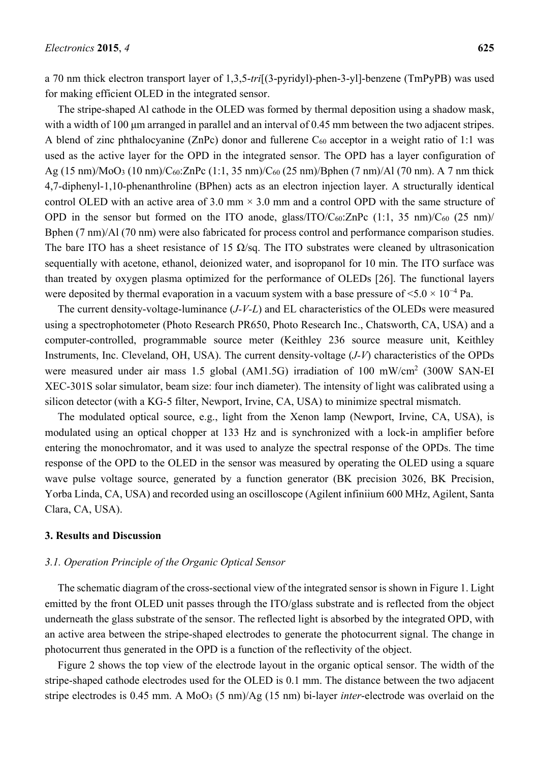a 70 nm thick electron transport layer of 1,3,5-*tri*[(3-pyridyl)-phen-3-yl]-benzene (TmPyPB) was used for making efficient OLED in the integrated sensor.

The stripe-shaped Al cathode in the OLED was formed by thermal deposition using a shadow mask, with a width of 100 μm arranged in parallel and an interval of 0.45 mm between the two adjacent stripes. A blend of zinc phthalocyanine (ZnPc) donor and fullerene $C_{60}$ acceptor in a weight ratio of 1:1 was used as the active layer for the OPD in the integrated sensor. The OPD has a layer configuration of Ag (15 nm)/$MoO_3$ (10 nm)/$C_{60}$:ZnPc (1:1, 35 nm)/$C_{60}$ (25 nm)/Bphen (7 nm)/Al (70 nm). A 7 nm thick 4,7-diphenyl-1,10-phenanthroline (BPhen) acts as an electron injection layer. A structurally identical control OLED with an active area of 3.0 mm × 3.0 mm and a control OPD with the same structure of OPD in the sensor but formed on the ITO anode, glass/ITO/$C_{60}$:ZnPc (1:1, 35 nm)/$C_{60}$ (25 nm)/ Bphen (7 nm)/Al (70 nm) were also fabricated for process control and performance comparison studies. The bare ITO has a sheet resistance of 15 Ω/sq. The ITO substrates were cleaned by ultrasonication sequentially with acetone, ethanol, deionized water, and isopropanol for 10 min. The ITO surface was than treated by oxygen plasma optimized for the performance of OLEDs [26]. The functional layers were deposited by thermal evaporation in a vacuum system with a base pressure of $<5.0 \times 10^{-4}$ Pa.

The current density-voltage-luminance (*J-V-L*) and EL characteristics of the OLEDs were measured using a spectrophotometer (Photo Research PR650, Photo Research Inc., Chatsworth, CA, USA) and a computer-controlled, programmable source meter (Keithley 236 source measure unit, Keithley Instruments, Inc. Cleveland, OH, USA). The current density-voltage (*J-V*) characteristics of the OPDs were measured under air mass 1.5 global (AM1.5G) irradiation of 100 mW/$cm^2$ (300W SAN-EI XEC-301S solar simulator, beam size: four inch diameter). The intensity of light was calibrated using a silicon detector (with a KG-5 filter, Newport, Irvine, CA, USA) to minimize spectral mismatch.

The modulated optical source, e.g., light from the Xenon lamp (Newport, Irvine, CA, USA), is modulated using an optical chopper at 133 Hz and is synchronized with a lock-in amplifier before entering the monochromator, and it was used to analyze the spectral response of the OPDs. The time response of the OPD to the OLED in the sensor was measured by operating the OLED using a square wave pulse voltage source, generated by a function generator (BK precision 3026, BK Precision, Yorba Linda, CA, USA) and recorded using an oscilloscope (Agilent infiniium 600 MHz, Agilent, Santa Clara, CA, USA).

## 3. Results and Discussion

### *3.1. Operation Principle of the Organic Optical Sensor*

The schematic diagram of the cross-sectional view of the integrated sensor is shown in Figure 1. Light emitted by the front OLED unit passes through the ITO/glass substrate and is reflected from the object underneath the glass substrate of the sensor. The reflected light is absorbed by the integrated OPD, with an active area between the stripe-shaped electrodes to generate the photocurrent signal. The change in photocurrent thus generated in the OPD is a function of the reflectivity of the object.

Figure 2 shows the top view of the electrode layout in the organic optical sensor. The width of the stripe-shaped cathode electrodes used for the OLED is 0.1 mm. The distance between the two adjacent stripe electrodes is 0.45 mm. A $MoO_3$ (5 nm)/Ag (15 nm) bi-layer *inter*-electrode was overlaid on the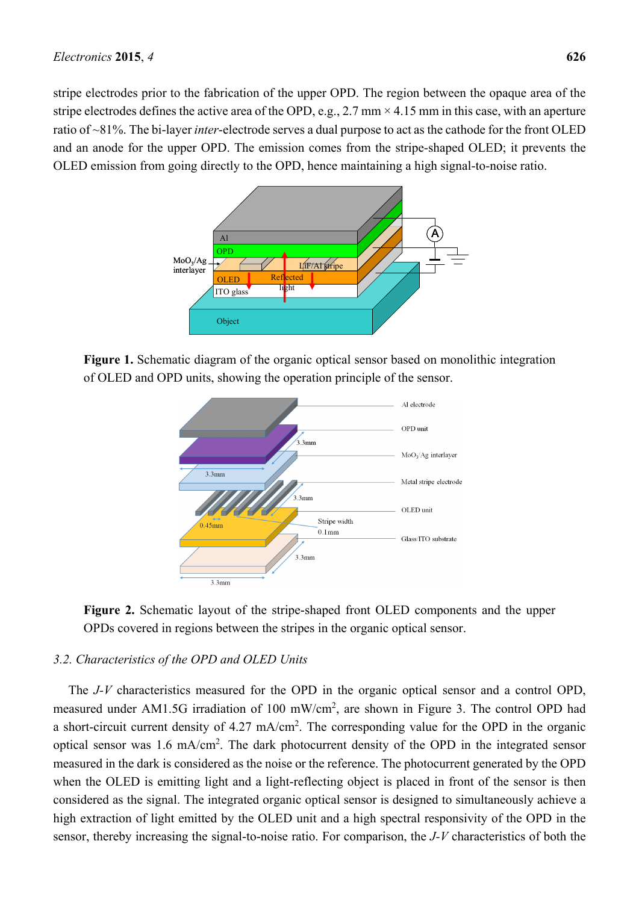stripe electrodes prior to the fabrication of the upper OPD. The region between the opaque area of the stripe electrodes defines the active area of the OPD, e.g., 2.7 mm × 4.15 mm in this case, with an aperture ratio of ~81%. The bi-layer *inter*-electrode serves a dual purpose to act as the cathode for the front OLED and an anode for the upper OPD. The emission comes from the stripe-shaped OLED; it prevents the OLED emission from going directly to the OPD, hence maintaining a high signal-to-noise ratio.

**Figure 1.** Schematic diagram of the organic optical sensor based on monolithic integration of OLED and OPD units, showing the operation principle of the sensor.

**Figure 2.** Schematic layout of the stripe-shaped front OLED components and the upper OPDs covered in regions between the stripes in the organic optical sensor.

### 3.2. Characteristics of the OPD and OLED Units

The *J-V* characteristics measured for the OPD in the organic optical sensor and a control OPD, measured under AM1.5G irradiation of 100 mW/cm$^2$, are shown in Figure 3. The control OPD had a short-circuit current density of 4.27 mA/cm$^2$. The corresponding value for the OPD in the organic optical sensor was 1.6 mA/cm$^2$. The dark photocurrent density of the OPD in the integrated sensor measured in the dark is considered as the noise or the reference. The photocurrent generated by the OPD when the OLED is emitting light and a light-reflecting object is placed in front of the sensor is then considered as the signal. The integrated organic optical sensor is designed to simultaneously achieve a high extraction of light emitted by the OLED unit and a high spectral responsivity of the OPD in the sensor, thereby increasing the signal-to-noise ratio. For comparison, the *J-V* characteristics of both the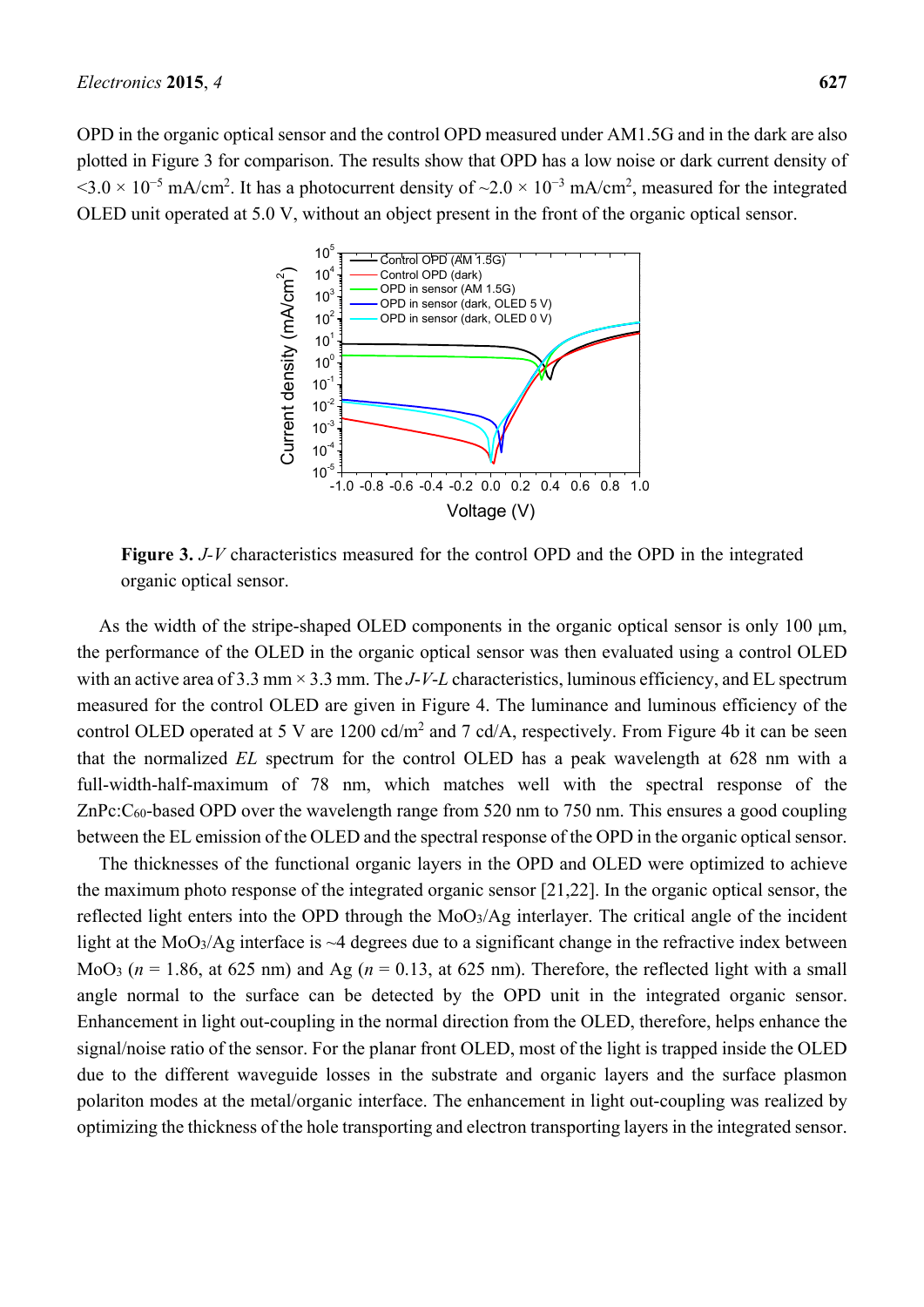OPD in the organic optical sensor and the control OPD measured under AM1.5G and in the dark are also plotted in Figure 3 for comparison. The results show that OPD has a low noise or dark current density of $<3.0 \times 10^{-5}$ mA/cm$^2$. It has a photocurrent density of $\sim 2.0 \times 10^{-3}$ mA/cm$^2$, measured for the integrated OLED unit operated at 5.0 V, without an object present in the front of the organic optical sensor.

**Figure 3.** *J*-*V* characteristics measured for the control OPD and the OPD in the integrated organic optical sensor.

As the width of the stripe-shaped OLED components in the organic optical sensor is only 100 µm, the performance of the OLED in the organic optical sensor was then evaluated using a control OLED with an active area of 3.3 mm × 3.3 mm. The *J*-*V*-*L* characteristics, luminous efficiency, and EL spectrum measured for the control OLED are given in Figure 4. The luminance and luminous efficiency of the control OLED operated at 5 V are 1200 cd/m$^2$ and 7 cd/A, respectively. From Figure 4b it can be seen that the normalized *EL* spectrum for the control OLED has a peak wavelength at 628 nm with a full-width-half-maximum of 78 nm, which matches well with the spectral response of the ZnPc:$C_{60}$-based OPD over the wavelength range from 520 nm to 750 nm. This ensures a good coupling between the EL emission of the OLED and the spectral response of the OPD in the organic optical sensor.

The thicknesses of the functional organic layers in the OPD and OLED were optimized to achieve the maximum photo response of the integrated organic sensor [21,22]. In the organic optical sensor, the reflected light enters into the OPD through the $MoO_3$/Ag interlayer. The critical angle of the incident light at the $MoO_3$/Ag interface is ~4 degrees due to a significant change in the refractive index between $MoO_3$ ($n$ = 1.86, at 625 nm) and Ag ($n$ = 0.13, at 625 nm). Therefore, the reflected light with a small angle normal to the surface can be detected by the OPD unit in the integrated organic sensor. Enhancement in light out-coupling in the normal direction from the OLED, therefore, helps enhance the signal/noise ratio of the sensor. For the planar front OLED, most of the light is trapped inside the OLED due to the different waveguide losses in the substrate and organic layers and the surface plasmon polariton modes at the metal/organic interface. The enhancement in light out-coupling was realized by optimizing the thickness of the hole transporting and electron transporting layers in the integrated sensor.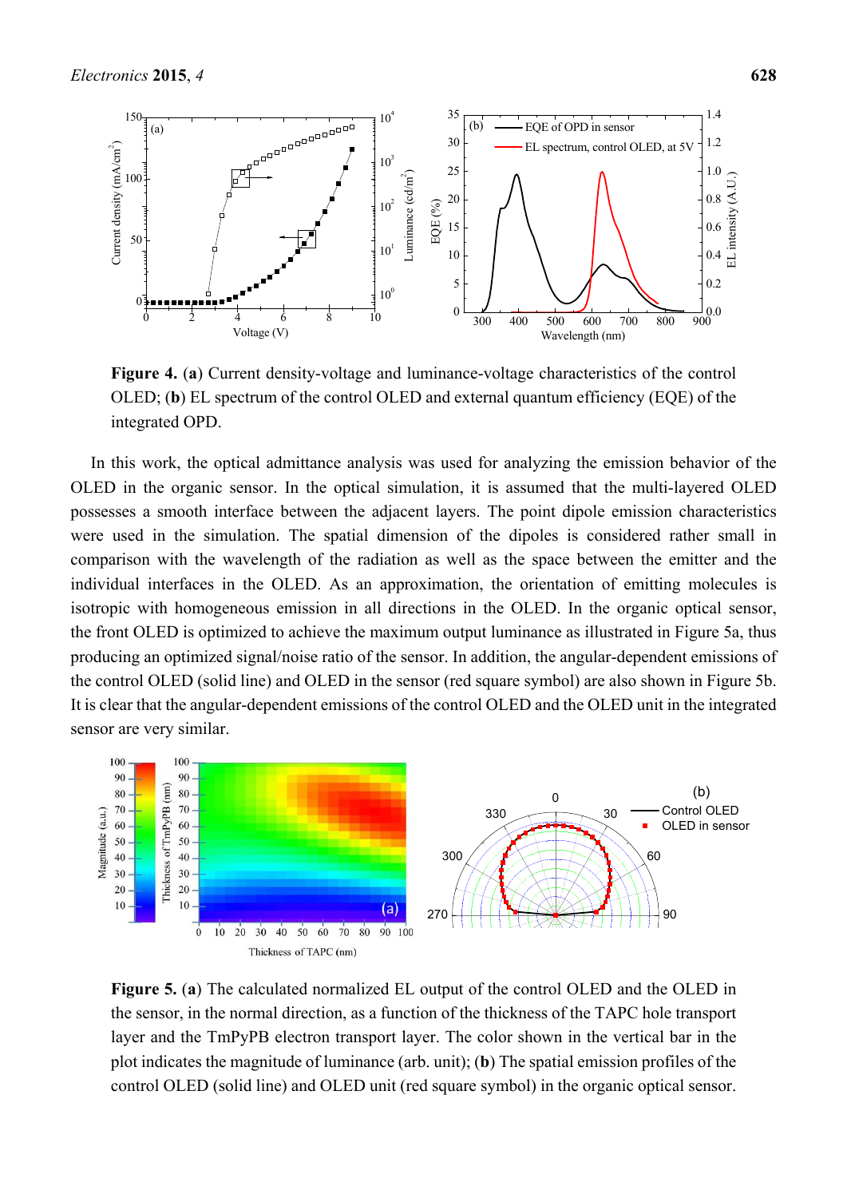**Figure 4.** (**a**) Current density-voltage and luminance-voltage characteristics of the control OLED; (**b**) EL spectrum of the control OLED and external quantum efficiency (EQE) of the integrated OPD.

In this work, the optical admittance analysis was used for analyzing the emission behavior of the OLED in the organic sensor. In the optical simulation, it is assumed that the multi-layered OLED possesses a smooth interface between the adjacent layers. The point dipole emission characteristics were used in the simulation. The spatial dimension of the dipoles is considered rather small in comparison with the wavelength of the radiation as well as the space between the emitter and the individual interfaces in the OLED. As an approximation, the orientation of emitting molecules is isotropic with homogeneous emission in all directions in the OLED. In the organic optical sensor, the front OLED is optimized to achieve the maximum output luminance as illustrated in Figure 5a, thus producing an optimized signal/noise ratio of the sensor. In addition, the angular-dependent emissions of the control OLED (solid line) and OLED in the sensor (red square symbol) are also shown in Figure 5b. It is clear that the angular-dependent emissions of the control OLED and the OLED unit in the integrated sensor are very similar.

**Figure 5.** (**a**) The calculated normalized EL output of the control OLED and the OLED in the sensor, in the normal direction, as a function of the thickness of the TAPC hole transport layer and the TmPyPB electron transport layer. The color shown in the vertical bar in the plot indicates the magnitude of luminance (arb. unit); (**b**) The spatial emission profiles of the control OLED (solid line) and OLED unit (red square symbol) in the organic optical sensor.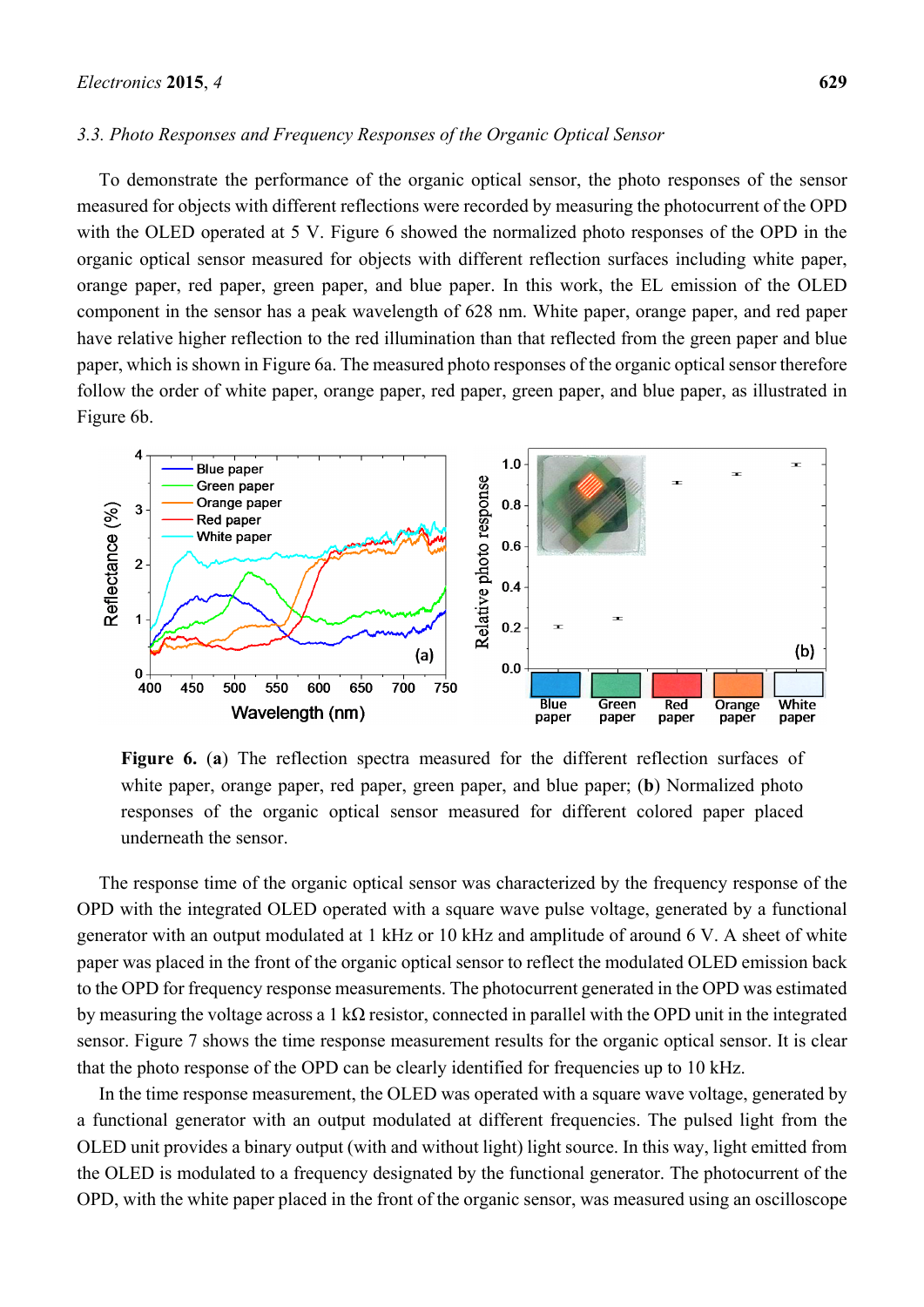### 3.3. Photo Responses and Frequency Responses of the Organic Optical Sensor

To demonstrate the performance of the organic optical sensor, the photo responses of the sensor measured for objects with different reflections were recorded by measuring the photocurrent of the OPD with the OLED operated at 5 V. Figure 6 showed the normalized photo responses of the OPD in the organic optical sensor measured for objects with different reflection surfaces including white paper, orange paper, red paper, green paper, and blue paper. In this work, the EL emission of the OLED component in the sensor has a peak wavelength of 628 nm. White paper, orange paper, and red paper have relative higher reflection to the red illumination than that reflected from the green paper and blue paper, which is shown in Figure 6a. The measured photo responses of the organic optical sensor therefore follow the order of white paper, orange paper, red paper, green paper, and blue paper, as illustrated in Figure 6b.

**Figure 6.** (**a**) The reflection spectra measured for the different reflection surfaces of white paper, orange paper, red paper, green paper, and blue paper; (**b**) Normalized photo responses of the organic optical sensor measured for different colored paper placed underneath the sensor.

The response time of the organic optical sensor was characterized by the frequency response of the OPD with the integrated OLED operated with a square wave pulse voltage, generated by a functional generator with an output modulated at 1 kHz or 10 kHz and amplitude of around 6 V. A sheet of white paper was placed in the front of the organic optical sensor to reflect the modulated OLED emission back to the OPD for frequency response measurements. The photocurrent generated in the OPD was estimated by measuring the voltage across a 1 kΩ resistor, connected in parallel with the OPD unit in the integrated sensor. Figure 7 shows the time response measurement results for the organic optical sensor. It is clear that the photo response of the OPD can be clearly identified for frequencies up to 10 kHz.

In the time response measurement, the OLED was operated with a square wave voltage, generated by a functional generator with an output modulated at different frequencies. The pulsed light from the OLED unit provides a binary output (with and without light) light source. In this way, light emitted from the OLED is modulated to a frequency designated by the functional generator. The photocurrent of the OPD, with the white paper placed in the front of the organic sensor, was measured using an oscilloscope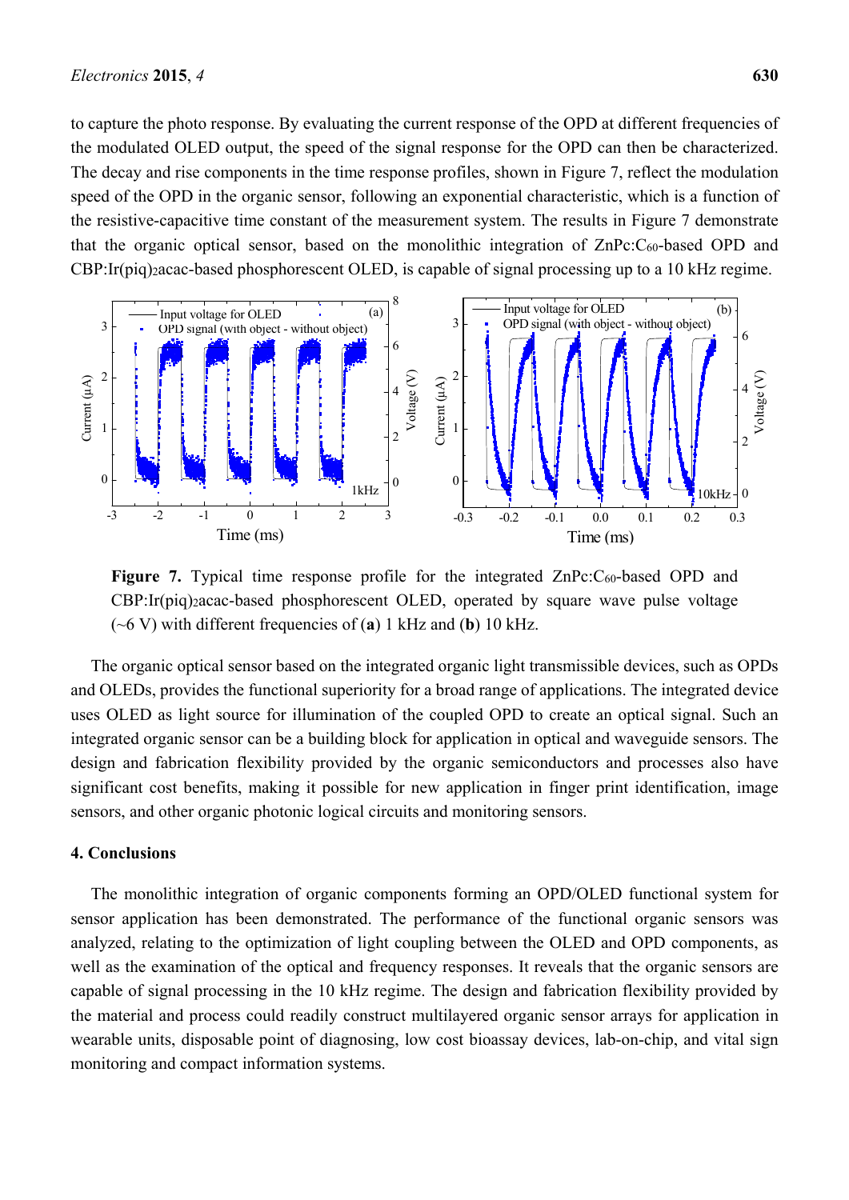to capture the photo response. By evaluating the current response of the OPD at different frequencies of the modulated OLED output, the speed of the signal response for the OPD can then be characterized. The decay and rise components in the time response profiles, shown in Figure 7, reflect the modulation speed of the OPD in the organic sensor, following an exponential characteristic, which is a function of the resistive-capacitive time constant of the measurement system. The results in Figure 7 demonstrate that the organic optical sensor, based on the monolithic integration of ZnPc:$C_{60}$-based OPD and CBP:Ir(piq)$_2$acac-based phosphorescent OLED, is capable of signal processing up to a 10 kHz regime.

**Figure 7.** Typical time response profile for the integrated ZnPc:$C_{60}$-based OPD and CBP:Ir(piq)$_2$acac-based phosphorescent OLED, operated by square wave pulse voltage (~6 V) with different frequencies of (**a**) 1 kHz and (**b**) 10 kHz.

The organic optical sensor based on the integrated organic light transmissible devices, such as OPDs and OLEDs, provides the functional superiority for a broad range of applications. The integrated device uses OLED as light source for illumination of the coupled OPD to create an optical signal. Such an integrated organic sensor can be a building block for application in optical and waveguide sensors. The design and fabrication flexibility provided by the organic semiconductors and processes also have significant cost benefits, making it possible for new application in finger print identification, image sensors, and other organic photonic logical circuits and monitoring sensors.

## 4. Conclusions

The monolithic integration of organic components forming an OPD/OLED functional system for sensor application has been demonstrated. The performance of the functional organic sensors was analyzed, relating to the optimization of light coupling between the OLED and OPD components, as well as the examination of the optical and frequency responses. It reveals that the organic sensors are capable of signal processing in the 10 kHz regime. The design and fabrication flexibility provided by the material and process could readily construct multilayered organic sensor arrays for application in wearable units, disposable point of diagnosing, low cost bioassay devices, lab-on-chip, and vital sign monitoring and compact information systems.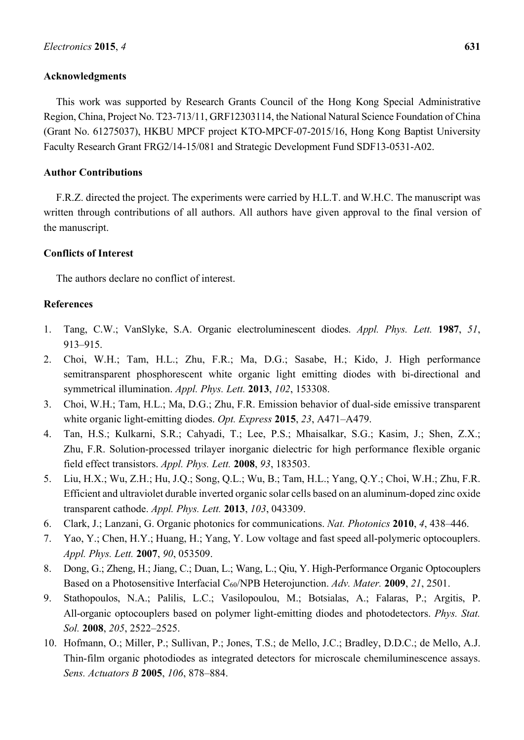## Acknowledgments

This work was supported by Research Grants Council of the Hong Kong Special Administrative Region, China, Project No. T23-713/11, GRF12303114, the National Natural Science Foundation of China (Grant No. 61275037), HKBU MPCF project KTO-MPCF-07-2015/16, Hong Kong Baptist University Faculty Research Grant FRG2/14-15/081 and Strategic Development Fund SDF13-0531-A02.

## Author Contributions

F.R.Z. directed the project. The experiments were carried by H.L.T. and W.H.C. The manuscript was written through contributions of all authors. All authors have given approval to the final version of the manuscript.

## Conflicts of Interest

The authors declare no conflict of interest.

## References

1. Tang, C.W.; VanSlyke, S.A. Organic electroluminescent diodes. *Appl. Phys. Lett.* **1987**, *51*, 913–915.
2. Choi, W.H.; Tam, H.L.; Zhu, F.R.; Ma, D.G.; Sasabe, H.; Kido, J. High performance semitransparent phosphorescent white organic light emitting diodes with bi-directional and symmetrical illumination. *Appl. Phys. Lett.* **2013**, *102*, 153308.
3. Choi, W.H.; Tam, H.L.; Ma, D.G.; Zhu, F.R. Emission behavior of dual-side emissive transparent white organic light-emitting diodes. *Opt. Express* **2015**, *23*, A471–A479.
4. Tan, H.S.; Kulkarni, S.R.; Cahyadi, T.; Lee, P.S.; Mhaisalkar, S.G.; Kasim, J.; Shen, Z.X.; Zhu, F.R. Solution-processed trilayer inorganic dielectric for high performance flexible organic field effect transistors. *Appl. Phys. Lett.* **2008**, *93*, 183503.
5. Liu, H.X.; Wu, Z.H.; Hu, J.Q.; Song, Q.L.; Wu, B.; Tam, H.L.; Yang, Q.Y.; Choi, W.H.; Zhu, F.R. Efficient and ultraviolet durable inverted organic solar cells based on an aluminum-doped zinc oxide transparent cathode. *Appl. Phys. Lett.* **2013**, *103*, 043309.
6. Clark, J.; Lanzani, G. Organic photonics for communications. *Nat. Photonics* **2010**, *4*, 438–446.
7. Yao, Y.; Chen, H.Y.; Huang, H.; Yang, Y. Low voltage and fast speed all-polymeric optocouplers. *Appl. Phys. Lett.* **2007**, *90*, 053509.
8. Dong, G.; Zheng, H.; Jiang, C.; Duan, L.; Wang, L.; Qiu, Y. High-Performance Organic Optocouplers Based on a Photosensitive Interfacial $C_{60}$/NPB Heterojunction. *Adv. Mater.* **2009**, *21*, 2501.
9. Stathopoulos, N.A.; Palilis, L.C.; Vasilopoulou, M.; Botsialas, A.; Falaras, P.; Argitis, P. All-organic optocouplers based on polymer light-emitting diodes and photodetectors. *Phys. Stat. Sol.* **2008**, *205*, 2522–2525.
10. Hofmann, O.; Miller, P.; Sullivan, P.; Jones, T.S.; de Mello, J.C.; Bradley, D.D.C.; de Mello, A.J. Thin-film organic photodiodes as integrated detectors for microscale chemiluminescence assays. *Sens. Actuators B* **2005**, *106*, 878–884.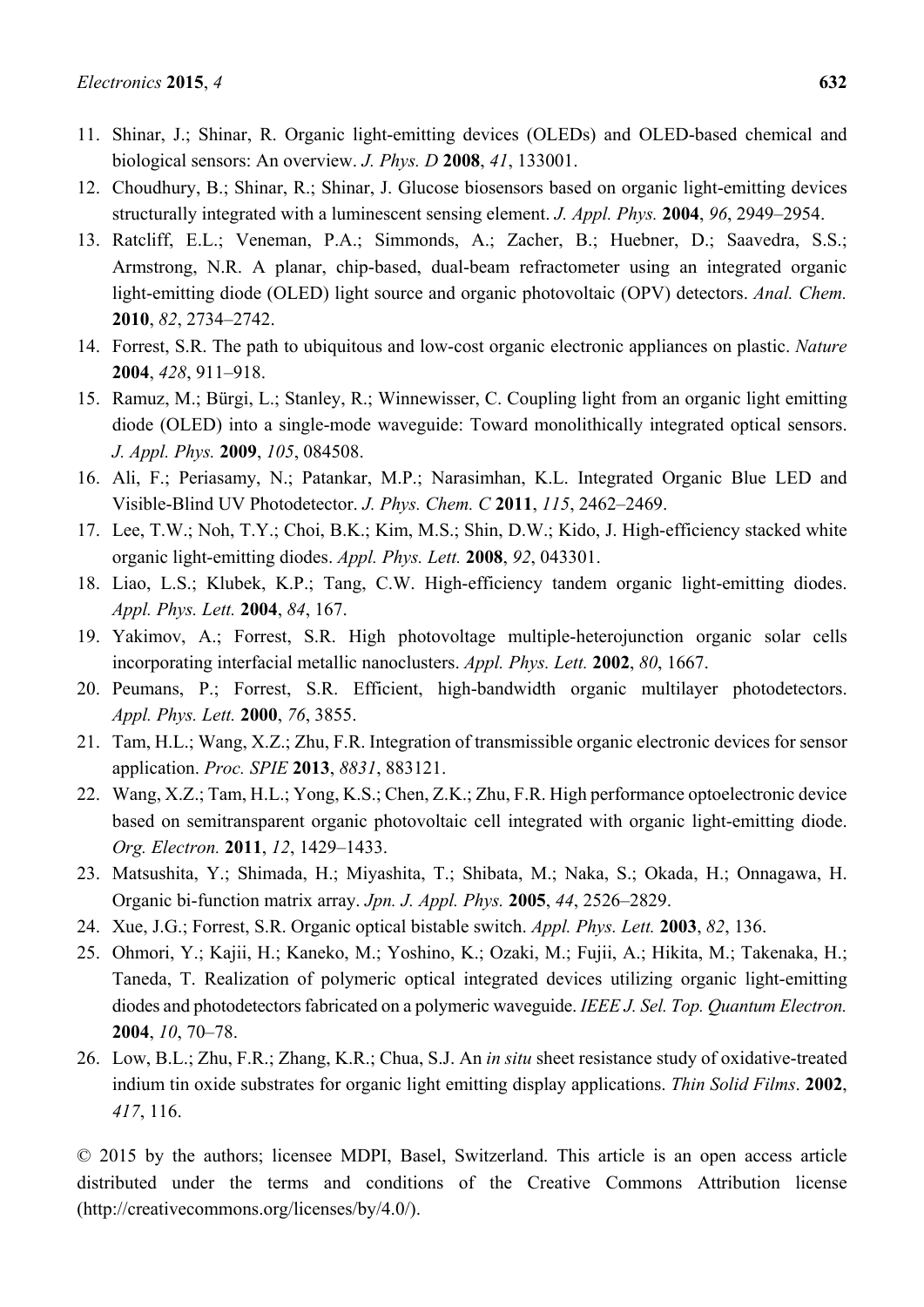11. Shinar, J.; Shinar, R. Organic light-emitting devices (OLEDs) and OLED-based chemical and biological sensors: An overview. *J. Phys. D* **2008**, *41*, 133001.
12. Choudhury, B.; Shinar, R.; Shinar, J. Glucose biosensors based on organic light-emitting devices structurally integrated with a luminescent sensing element. *J. Appl. Phys.* **2004**, *96*, 2949–2954.
13. Ratcliff, E.L.; Veneman, P.A.; Simmonds, A.; Zacher, B.; Huebner, D.; Saavedra, S.S.; Armstrong, N.R. A planar, chip-based, dual-beam refractometer using an integrated organic light-emitting diode (OLED) light source and organic photovoltaic (OPV) detectors. *Anal. Chem.* **2010**, *82*, 2734–2742.
14. Forrest, S.R. The path to ubiquitous and low-cost organic electronic appliances on plastic. *Nature* **2004**, *428*, 911–918.
15. Ramuz, M.; Bürgi, L.; Stanley, R.; Winnewisser, C. Coupling light from an organic light emitting diode (OLED) into a single-mode waveguide: Toward monolithically integrated optical sensors. *J. Appl. Phys.* **2009**, *105*, 084508.
16. Ali, F.; Periasamy, N.; Patankar, M.P.; Narasimhan, K.L. Integrated Organic Blue LED and Visible-Blind UV Photodetector. *J. Phys. Chem. C* **2011**, *115*, 2462–2469.
17. Lee, T.W.; Noh, T.Y.; Choi, B.K.; Kim, M.S.; Shin, D.W.; Kido, J. High-efficiency stacked white organic light-emitting diodes. *Appl. Phys. Lett.* **2008**, *92*, 043301.
18. Liao, L.S.; Klubek, K.P.; Tang, C.W. High-efficiency tandem organic light-emitting diodes. *Appl. Phys. Lett.* **2004**, *84*, 167.
19. Yakimov, A.; Forrest, S.R. High photovoltage multiple-heterojunction organic solar cells incorporating interfacial metallic nanoclusters. *Appl. Phys. Lett.* **2002**, *80*, 1667.
20. Peumans, P.; Forrest, S.R. Efficient, high-bandwidth organic multilayer photodetectors. *Appl. Phys. Lett.* **2000**, *76*, 3855.
21. Tam, H.L.; Wang, X.Z.; Zhu, F.R. Integration of transmissible organic electronic devices for sensor application. *Proc. SPIE* **2013**, *8831*, 883121.
22. Wang, X.Z.; Tam, H.L.; Yong, K.S.; Chen, Z.K.; Zhu, F.R. High performance optoelectronic device based on semitransparent organic photovoltaic cell integrated with organic light-emitting diode. *Org. Electron.* **2011**, *12*, 1429–1433.
23. Matsushita, Y.; Shimada, H.; Miyashita, T.; Shibata, M.; Naka, S.; Okada, H.; Onnagawa, H. Organic bi-function matrix array. *Jpn. J. Appl. Phys.* **2005**, *44*, 2526–2829.
24. Xue, J.G.; Forrest, S.R. Organic optical bistable switch. *Appl. Phys. Lett.* **2003**, *82*, 136.
25. Ohmori, Y.; Kajii, H.; Kaneko, M.; Yoshino, K.; Ozaki, M.; Fujii, A.; Hikita, M.; Takenaka, H.; Taneda, T. Realization of polymeric optical integrated devices utilizing organic light-emitting diodes and photodetectors fabricated on a polymeric waveguide. *IEEE J. Sel. Top. Quantum Electron.* **2004**, *10*, 70–78.
26. Low, B.L.; Zhu, F.R.; Zhang, K.R.; Chua, S.J. An *in situ* sheet resistance study of oxidative-treated indium tin oxide substrates for organic light emitting display applications. *Thin Solid Films*. **2002**, *417*, 116.

© 2015 by the authors; licensee MDPI, Basel, Switzerland. This article is an open access article distributed under the terms and conditions of the Creative Commons Attribution license (http://creativecommons.org/licenses/by/4.0/).